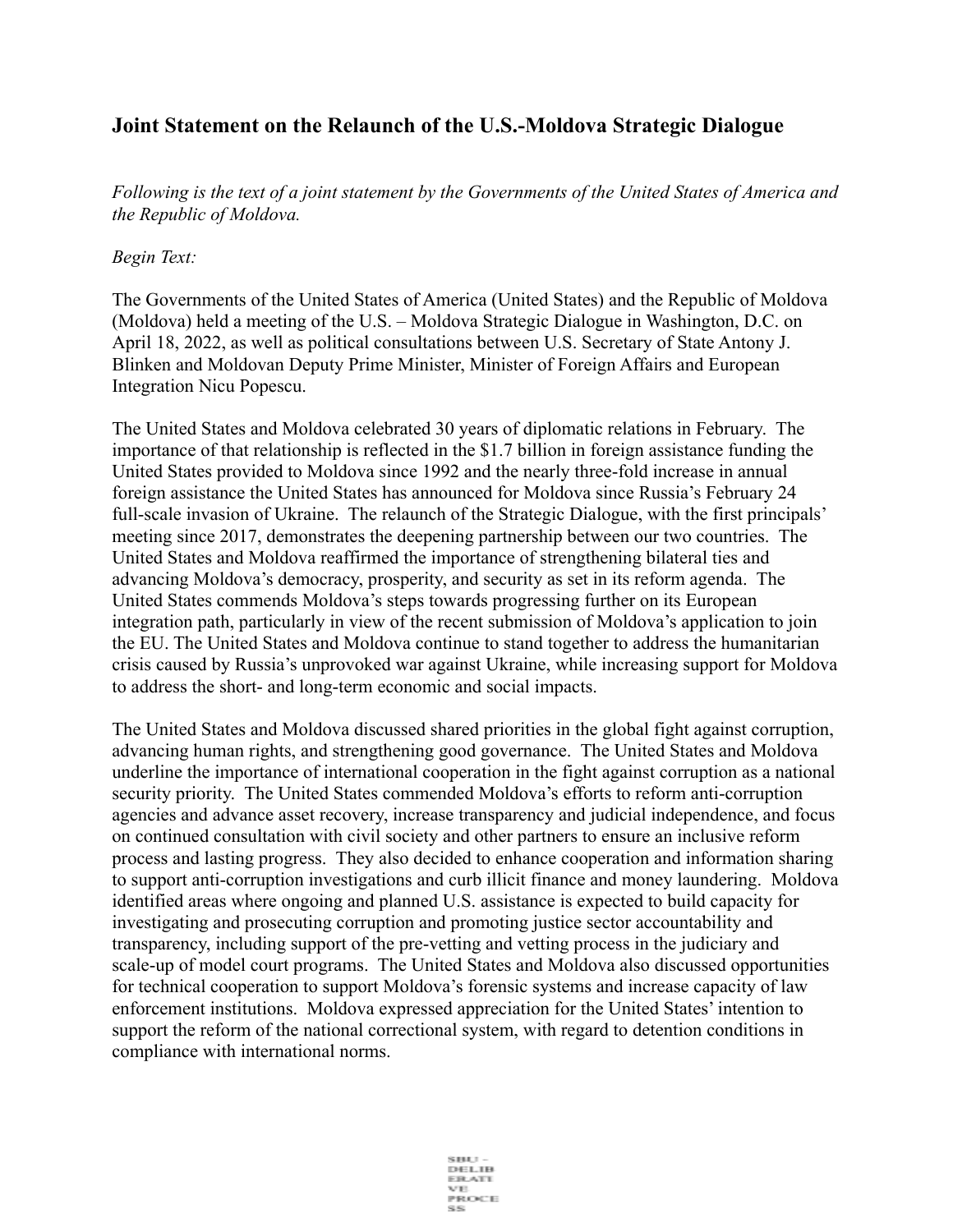## Joint Statement on the Relaunch of the U.S.-Moldova Strategic Dialogue

*Following is the text of a joint statement by the Governments of the United States of America and the Republic of Moldova.*

*Begin Text:*

The Governments of the United States of America (United States) and the Republic of Moldova (Moldova) held a meeting of the U.S. – Moldova Strategic Dialogue in Washington, D.C. on April 18, 2022, as well as political consultations between U.S. Secretary of State Antony J. Blinken and Moldovan Deputy Prime Minister, Minister of Foreign Affairs and European Integration Nicu Popescu.

The United States and Moldova celebrated 30 years of diplomatic relations in February. The importance of that relationship is reflected in the $1.7 billion in foreign assistance funding the United States provided to Moldova since 1992 and the nearly three-fold increase in annual foreign assistance the United States has announced for Moldova since Russia's February 24 full-scale invasion of Ukraine. The relaunch of the Strategic Dialogue, with the first principals' meeting since 2017, demonstrates the deepening partnership between our two countries. The United States and Moldova reaffirmed the importance of strengthening bilateral ties and advancing Moldova's democracy, prosperity, and security as set in its reform agenda. The United States commends Moldova's steps towards progressing further on its European integration path, particularly in view of the recent submission of Moldova's application to join the EU. The United States and Moldova continue to stand together to address the humanitarian crisis caused by Russia's unprovoked war against Ukraine, while increasing support for Moldova to address the short- and long-term economic and social impacts.

The United States and Moldova discussed shared priorities in the global fight against corruption, advancing human rights, and strengthening good governance. The United States and Moldova underline the importance of international cooperation in the fight against corruption as a national security priority. The United States commended Moldova's efforts to reform anti-corruption agencies and advance asset recovery, increase transparency and judicial independence, and focus on continued consultation with civil society and other partners to ensure an inclusive reform process and lasting progress. They also decided to enhance cooperation and information sharing to support anti-corruption investigations and curb illicit finance and money laundering. Moldova identified areas where ongoing and planned U.S. assistance is expected to build capacity for investigating and prosecuting corruption and promoting justice sector accountability and transparency, including support of the pre-vetting and vetting process in the judiciary and scale-up of model court programs. The United States and Moldova also discussed opportunities for technical cooperation to support Moldova's forensic systems and increase capacity of law enforcement institutions. Moldova expressed appreciation for the United States' intention to support the reform of the national correctional system, with regard to detention conditions in compliance with international norms.

SBU - DELIBERATIVE PROCESS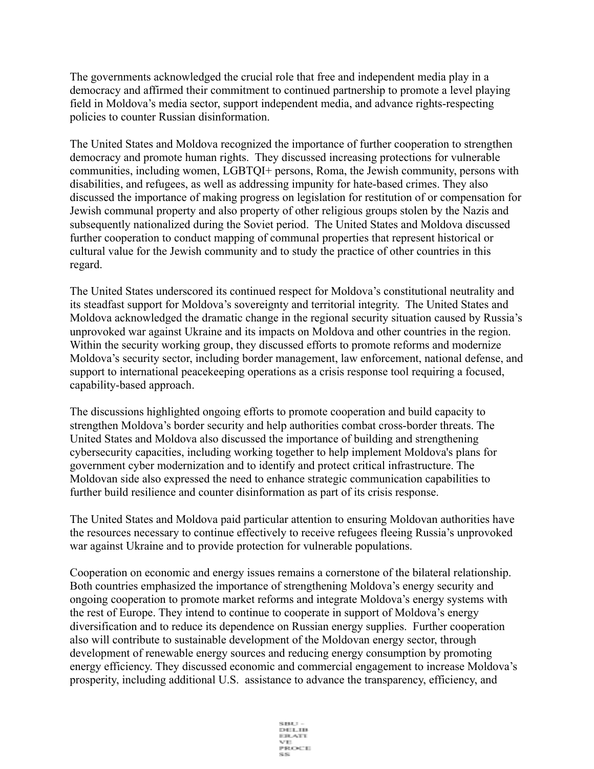The governments acknowledged the crucial role that free and independent media play in a democracy and affirmed their commitment to continued partnership to promote a level playing field in Moldova's media sector, support independent media, and advance rights-respecting policies to counter Russian disinformation.

The United States and Moldova recognized the importance of further cooperation to strengthen democracy and promote human rights. They discussed increasing protections for vulnerable communities, including women, LGBTQI+ persons, Roma, the Jewish community, persons with disabilities, and refugees, as well as addressing impunity for hate-based crimes. They also discussed the importance of making progress on legislation for restitution of or compensation for Jewish communal property and also property of other religious groups stolen by the Nazis and subsequently nationalized during the Soviet period. The United States and Moldova discussed further cooperation to conduct mapping of communal properties that represent historical or cultural value for the Jewish community and to study the practice of other countries in this regard.

The United States underscored its continued respect for Moldova's constitutional neutrality and its steadfast support for Moldova's sovereignty and territorial integrity. The United States and Moldova acknowledged the dramatic change in the regional security situation caused by Russia's unprovoked war against Ukraine and its impacts on Moldova and other countries in the region. Within the security working group, they discussed efforts to promote reforms and modernize Moldova's security sector, including border management, law enforcement, national defense, and support to international peacekeeping operations as a crisis response tool requiring a focused, capability-based approach.

The discussions highlighted ongoing efforts to promote cooperation and build capacity to strengthen Moldova's border security and help authorities combat cross-border threats. The United States and Moldova also discussed the importance of building and strengthening cybersecurity capacities, including working together to help implement Moldova's plans for government cyber modernization and to identify and protect critical infrastructure. The Moldovan side also expressed the need to enhance strategic communication capabilities to further build resilience and counter disinformation as part of its crisis response.

The United States and Moldova paid particular attention to ensuring Moldovan authorities have the resources necessary to continue effectively to receive refugees fleeing Russia's unprovoked war against Ukraine and to provide protection for vulnerable populations.

Cooperation on economic and energy issues remains a cornerstone of the bilateral relationship. Both countries emphasized the importance of strengthening Moldova's energy security and ongoing cooperation to promote market reforms and integrate Moldova's energy systems with the rest of Europe. They intend to continue to cooperate in support of Moldova's energy diversification and to reduce its dependence on Russian energy supplies. Further cooperation also will contribute to sustainable development of the Moldovan energy sector, through development of renewable energy sources and reducing energy consumption by promoting energy efficiency. They discussed economic and commercial engagement to increase Moldova's prosperity, including additional U.S. assistance to advance the transparency, efficiency, and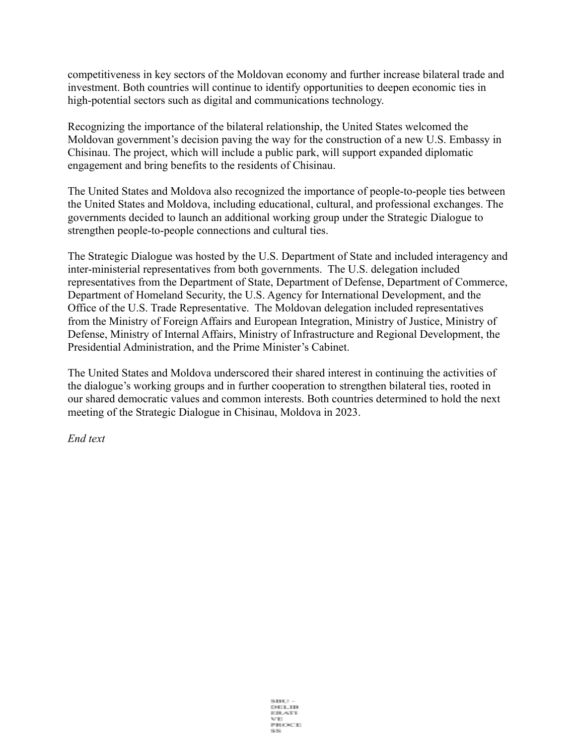competitiveness in key sectors of the Moldovan economy and further increase bilateral trade and investment. Both countries will continue to identify opportunities to deepen economic ties in high-potential sectors such as digital and communications technology.

Recognizing the importance of the bilateral relationship, the United States welcomed the Moldovan government's decision paving the way for the construction of a new U.S. Embassy in Chisinau. The project, which will include a public park, will support expanded diplomatic engagement and bring benefits to the residents of Chisinau.

The United States and Moldova also recognized the importance of people-to-people ties between the United States and Moldova, including educational, cultural, and professional exchanges. The governments decided to launch an additional working group under the Strategic Dialogue to strengthen people-to-people connections and cultural ties.

The Strategic Dialogue was hosted by the U.S. Department of State and included interagency and inter-ministerial representatives from both governments. The U.S. delegation included representatives from the Department of State, Department of Defense, Department of Commerce, Department of Homeland Security, the U.S. Agency for International Development, and the Office of the U.S. Trade Representative. The Moldovan delegation included representatives from the Ministry of Foreign Affairs and European Integration, Ministry of Justice, Ministry of Defense, Ministry of Internal Affairs, Ministry of Infrastructure and Regional Development, the Presidential Administration, and the Prime Minister's Cabinet.

The United States and Moldova underscored their shared interest in continuing the activities of the dialogue's working groups and in further cooperation to strengthen bilateral ties, rooted in our shared democratic values and common interests. Both countries determined to hold the next meeting of the Strategic Dialogue in Chisinau, Moldova in 2023.

*End text*

SBU - DELIBERATIVE PROCESS